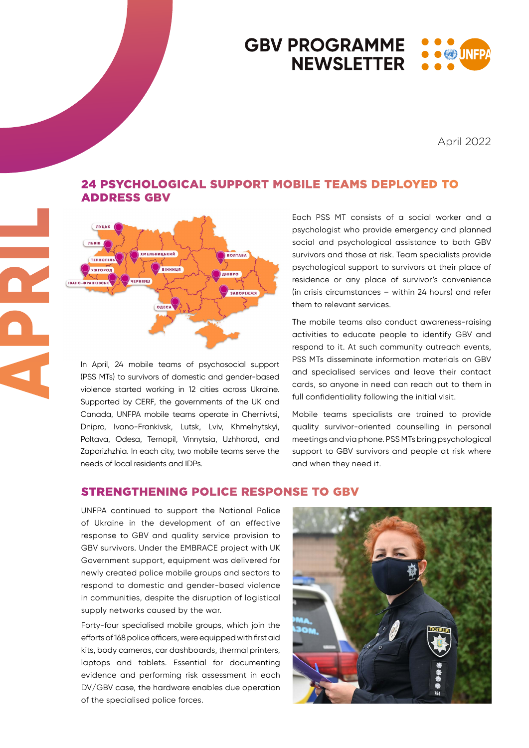# GBV PROGRAMME NEWSLETTER

April 2022

APRIL

## 24 PSYCHOLOGICAL SUPPORT MOBILE TEAMS DEPLOYED TO ADDRESS GBV

In April, 24 mobile teams of psychosocial support (PSS MTs) to survivors of domestic and gender-based violence started working in 12 cities across Ukraine. Supported by CERF, the governments of the UK and Canada, UNFPA mobile teams operate in Chernivtsi, Dnipro, Ivano-Frankivsk, Lutsk, Lviv, Khmelnytskyi, Poltava, Odesa, Ternopil, Vinnytsia, Uzhhorod, and Zaporizhzhia. In each city, two mobile teams serve the needs of local residents and IDPs.

Each PSS MT consists of a social worker and a psychologist who provide emergency and planned social and psychological assistance to both GBV survivors and those at risk. Team specialists provide psychological support to survivors at their place of residence or any place of survivor's convenience (in crisis circumstances – within 24 hours) and refer them to relevant services.

The mobile teams also conduct awareness-raising activities to educate people to identify GBV and respond to it. At such community outreach events, PSS MTs disseminate information materials on GBV and specialised services and leave their contact cards, so anyone in need can reach out to them in full confidentiality following the initial visit.

Mobile teams specialists are trained to provide quality survivor-oriented counselling in personal meetings and via phone. PSS MTs bring psychological support to GBV survivors and people at risk where and when they need it.

## STRENGTHENING POLICE RESPONSE TO GBV

UNFPA continued to support the National Police of Ukraine in the development of an effective response to GBV and quality service provision to GBV survivors. Under the EMBRACE project with UK Government support, equipment was delivered for newly created police mobile groups and sectors to respond to domestic and gender-based violence in communities, despite the disruption of logistical supply networks caused by the war.

Forty-four specialised mobile groups, which join the efforts of 168 police officers, were equipped with first aid kits, body cameras, car dashboards, thermal printers, laptops and tablets. Essential for documenting evidence and performing risk assessment in each DV/GBV case, the hardware enables due operation of the specialised police forces.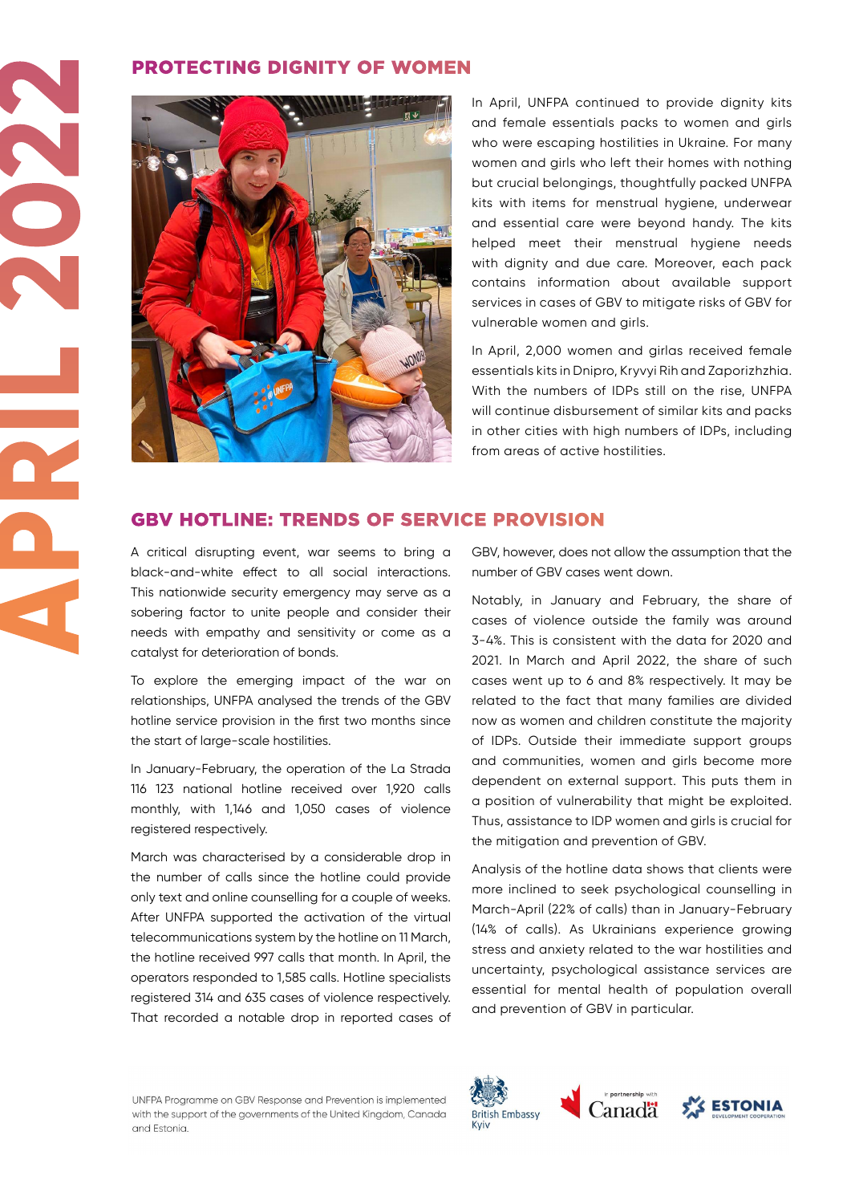## PROTECTING DIGNITY OF WOMEN

In April, UNFPA continued to provide dignity kits and female essentials packs to women and girls who were escaping hostilities in Ukraine. For many women and girls who left their homes with nothing but crucial belongings, thoughtfully packed UNFPA kits with items for menstrual hygiene, underwear and essential care were beyond handy. The kits helped meet their menstrual hygiene needs with dignity and due care. Moreover, each pack contains information about available support services in cases of GBV to mitigate risks of GBV for vulnerable women and girls.

In April, 2,000 women and girlas received female essentials kits in Dnipro, Kryvyi Rih and Zaporizhzhia. With the numbers of IDPs still on the rise, UNFPA will continue disbursement of similar kits and packs in other cities with high numbers of IDPs, including from areas of active hostilities.

## GBV HOTLINE: TRENDS OF SERVICE PROVISION

A critical disrupting event, war seems to bring a black-and-white effect to all social interactions. This nationwide security emergency may serve as a sobering factor to unite people and consider their needs with empathy and sensitivity or come as a catalyst for deterioration of bonds.

To explore the emerging impact of the war on relationships, UNFPA analysed the trends of the GBV hotline service provision in the first two months since the start of large-scale hostilities.

In January-February, the operation of the La Strada 116 123 national hotline received over 1,920 calls monthly, with 1,146 and 1,050 cases of violence registered respectively.

March was characterised by a considerable drop in the number of calls since the hotline could provide only text and online counselling for a couple of weeks. After UNFPA supported the activation of the virtual telecommunications system by the hotline on 11 March, the hotline received 997 calls that month. In April, the operators responded to 1,585 calls. Hotline specialists registered 314 and 635 cases of violence respectively. That recorded a notable drop in reported cases of GBV, however, does not allow the assumption that the number of GBV cases went down.

Notably, in January and February, the share of cases of violence outside the family was around 3-4%. This is consistent with the data for 2020 and 2021. In March and April 2022, the share of such cases went up to 6 and 8% respectively. It may be related to the fact that many families are divided now as women and children constitute the majority of IDPs. Outside their immediate support groups and communities, women and girls become more dependent on external support. This puts them in a position of vulnerability that might be exploited. Thus, assistance to IDP women and girls is crucial for the mitigation and prevention of GBV.

Analysis of the hotline data shows that clients were more inclined to seek psychological counselling in March-April (22% of calls) than in January-February (14% of calls). As Ukrainians experience growing stress and anxiety related to the war hostilities and uncertainty, psychological assistance services are essential for mental health of population overall and prevention of GBV in particular.

UNFPA Programme on GBV Response and Prevention is implemented with the support of the governments of the United Kingdom, Canada and Estonia.